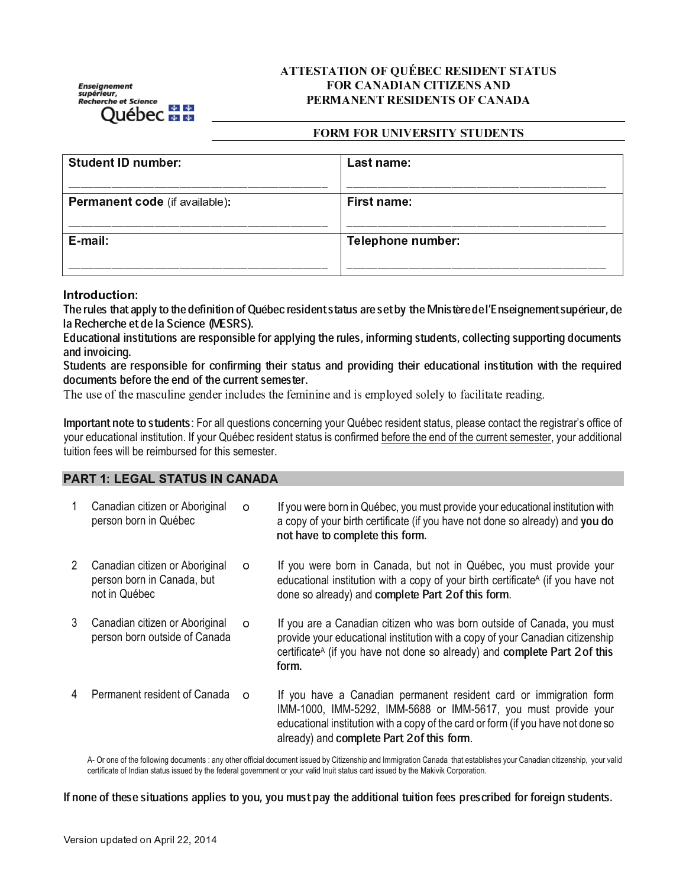Enseignement supérieur, Recherche et Science
Québec

# ATTESTATION OF QUÉBEC RESIDENT STATUS FOR CANADIAN CITIZENS AND PERMANENT RESIDENTS OF CANADA

## FORM FOR UNIVERSITY STUDENTS

| **Student ID number:** | **Last name:** |
|---|---|
| **Permanent code** (if available)**:** | **First name:** |
| **E-mail:** | **Telephone number:** |

**Introduction:**

**The rules that apply to the definition of Québec resident status are set by the Ministère de l'Enseignement supérieur, de la Recherche et de la Science (MESRS).**

**Educational institutions are responsible for applying the rules, informing students, collecting supporting documents and invoicing.**

**Students are responsible for confirming their status and providing their educational institution with the required documents before the end of the current semester.**

The use of the masculine gender includes the feminine and is employed solely to facilitate reading.

**Important note to students**: For all questions concerning your Québec resident status, please contact the registrar's office of your educational institution. If your Québec resident status is confirmed before the end of the current semester, your additional tuition fees will be reimbursed for this semester.

## PART 1: LEGAL STATUS IN CANADA

| | | | |
|---|---|---|---|
| 1 | Canadian citizen or Aboriginal person born in Québec | o | If you were born in Québec, you must provide your educational institution with a copy of your birth certificate (if you have not done so already) and **you do not have to complete this form.** |
| 2 | Canadian citizen or Aboriginal person born in Canada, but not in Québec | o | If you were born in Canada, but not in Québec, you must provide your educational institution with a copy of your birth certificate[A] (if you have not done so already) and **complete Part 2 of this form**. |
| 3 | Canadian citizen or Aboriginal person born outside of Canada | o | If you are a Canadian citizen who was born outside of Canada, you must provide your educational institution with a copy of your Canadian citizenship certificate[A] (if you have not done so already) and **complete Part 2 of this form.** |
| 4 | Permanent resident of Canada | o | If you have a Canadian permanent resident card or immigration form IMM-1000, IMM-5292, IMM-5688 or IMM-5617, you must provide your educational institution with a copy of the card or form (if you have not done so already) and **complete Part 2 of this form**. |

A- Or one of the following documents : any other official document issued by Citizenship and Immigration Canada that establishes your Canadian citizenship, your valid certificate of Indian status issued by the federal government or your valid Inuit status card issued by the Makivik Corporation.

**If none of these situations applies to you, you must pay the additional tuition fees prescribed for foreign students.**

Version updated on April 22, 2014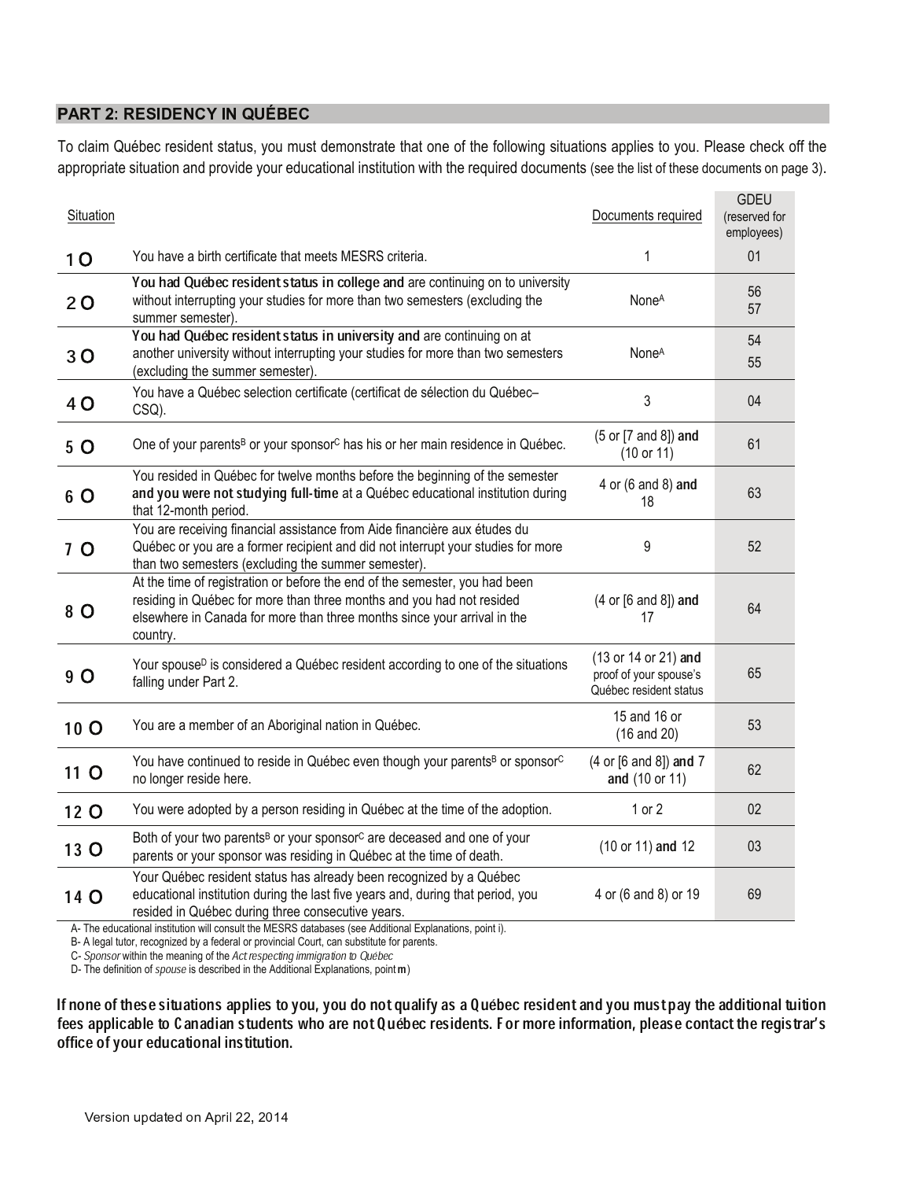## PART 2: RESIDENCY IN QUÉBEC

To claim Québec resident status, you must demonstrate that one of the following situations applies to you. Please check off the appropriate situation and provide your educational institution with the required documents (see the list of these documents on page 3).

| Situation | | Documents required | GDEU (reserved for employees) |
|---|---|---|---|
| 1 O | You have a birth certificate that meets MESRS criteria. | 1 | 01 |
| 2 O | **You had Québec resident status in college and** are continuing on to university without interrupting your studies for more than two semesters (excluding the summer semester). | None[A] | 56<br>57 |
| 3 O | **You had Québec resident status in university and** are continuing on at another university without interrupting your studies for more than two semesters (excluding the summer semester). | None[A] | 54<br>55 |
| 4 O | You have a Québec selection certificate (certificat de sélection du Québec–CSQ). | 3 | 04 |
| 5 O | One of your parents[B] or your sponsor[C] has his or her main residence in Québec. | (5 or [7 and 8]) **and** (10 or 11) | 61 |
| 6 O | You resided in Québec for twelve months before the beginning of the semester **and you were not studying full-time** at a Québec educational institution during that 12-month period. | 4 or (6 and 8) **and** 18 | 63 |
| 7 O | You are receiving financial assistance from Aide financière aux études du Québec or you are a former recipient and did not interrupt your studies for more than two semesters (excluding the summer semester). | 9 | 52 |
| 8 O | At the time of registration or before the end of the semester, you had been residing in Québec for more than three months and you had not resided elsewhere in Canada for more than three months since your arrival in the country. | (4 or [6 and 8]) **and** 17 | 64 |
| 9 O | Your spouse[D] is considered a Québec resident according to one of the situations falling under Part 2. | (13 or 14 or 21) **and** proof of your spouse's Québec resident status | 65 |
| 10 O | You are a member of an Aboriginal nation in Québec. | 15 and 16 or (16 and 20) | 53 |
| 11 O | You have continued to reside in Québec even though your parents[B] or sponsor[C] no longer reside here. | (4 or [6 and 8]) **and** 7 **and** (10 or 11) | 62 |
| 12 O | You were adopted by a person residing in Québec at the time of the adoption. | 1 or 2 | 02 |
| 13 O | Both of your two parents[B] or your sponsor[C] are deceased and one of your parents or your sponsor was residing in Québec at the time of death. | (10 or 11) **and** 12 | 03 |
| 14 O | Your Québec resident status has already been recognized by a Québec educational institution during the last five years and, during that period, you resided in Québec during three consecutive years. | 4 or (6 and 8) or 19 | 69 |

A- The educational institution will consult the MESRS databases (see Additional Explanations, point i).

B- A legal tutor, recognized by a federal or provincial Court, can substitute for parents.

C- *Sponsor* within the meaning of the *Act respecting immigration to Québec*

D- The definition of *spouse* is described in the Additional Explanations, point **m**)

**If none of these situations applies to you, you do not qualify as a Québec resident and you must pay the additional tuition fees applicable to Canadian students who are not Québec residents. For more information, please contact the registrar's office of your educational institution.**

Version updated on April 22, 2014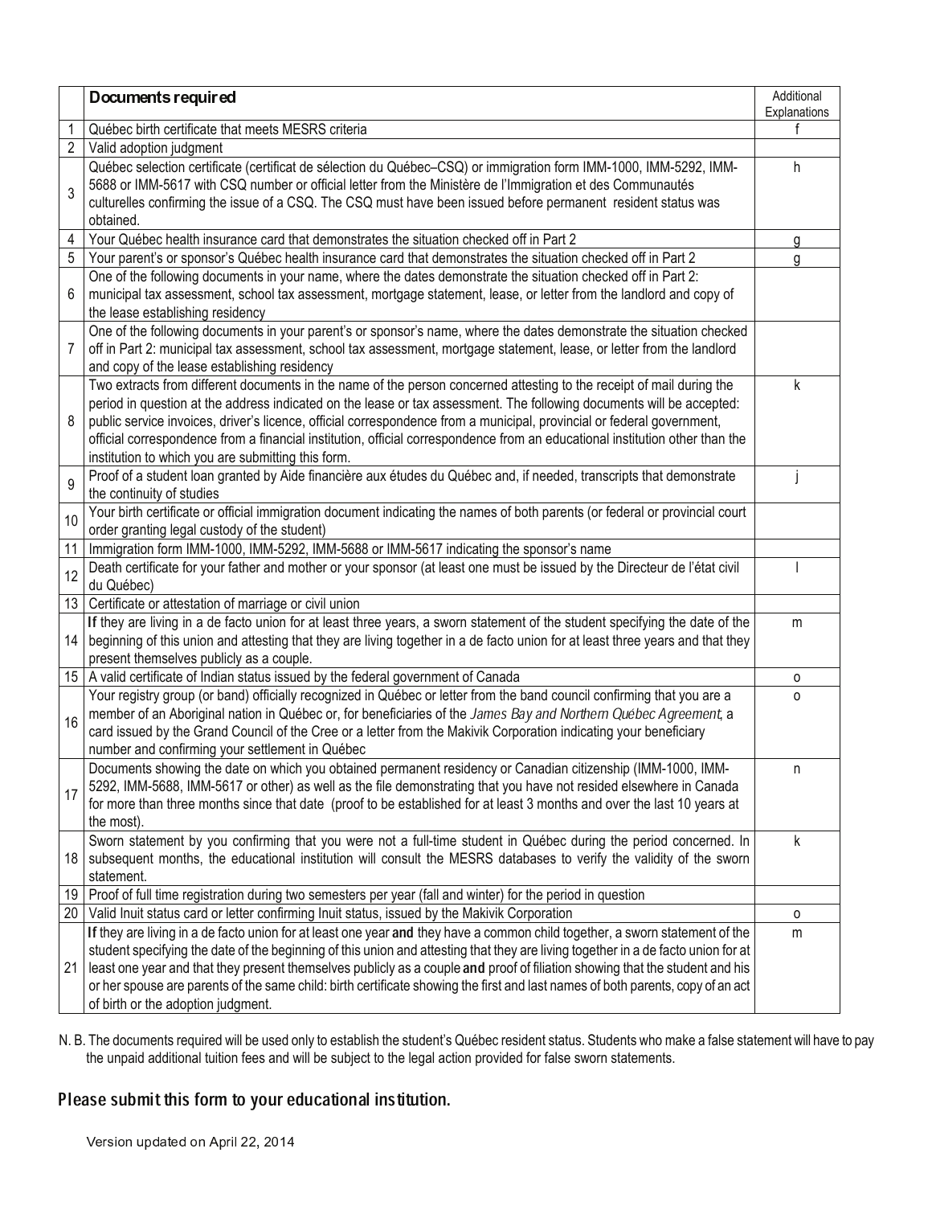| | **Documents required** | Additional Explanations |
|---|---|---|
| 1 | Québec birth certificate that meets MESRS criteria | f |
| 2 | Valid adoption judgment | |
| 3 | Québec selection certificate (certificat de sélection du Québec–CSQ) or immigration form IMM-1000, IMM-5292, IMM-5688 or IMM-5617 with CSQ number or official letter from the Ministère de l'Immigration et des Communautés culturelles confirming the issue of a CSQ. The CSQ must have been issued before permanent resident status was obtained. | h |
| 4 | Your Québec health insurance card that demonstrates the situation checked off in Part 2 | g |
| 5 | Your parent's or sponsor's Québec health insurance card that demonstrates the situation checked off in Part 2 | g |
| 6 | One of the following documents in your name, where the dates demonstrate the situation checked off in Part 2: municipal tax assessment, school tax assessment, mortgage statement, lease, or letter from the landlord and copy of the lease establishing residency | |
| 7 | One of the following documents in your parent's or sponsor's name, where the dates demonstrate the situation checked off in Part 2: municipal tax assessment, school tax assessment, mortgage statement, lease, or letter from the landlord and copy of the lease establishing residency | |
| 8 | Two extracts from different documents in the name of the person concerned attesting to the receipt of mail during the period in question at the address indicated on the lease or tax assessment. The following documents will be accepted: public service invoices, driver's licence, official correspondence from a municipal, provincial or federal government, official correspondence from a financial institution, official correspondence from an educational institution other than the institution to which you are submitting this form. | k |
| 9 | Proof of a student loan granted by Aide financière aux études du Québec and, if needed, transcripts that demonstrate the continuity of studies | j |
| 10 | Your birth certificate or official immigration document indicating the names of both parents (or federal or provincial court order granting legal custody of the student) | |
| 11 | Immigration form IMM-1000, IMM-5292, IMM-5688 or IMM-5617 indicating the sponsor's name | |
| 12 | Death certificate for your father and mother or your sponsor (at least one must be issued by the Directeur de l'état civil du Québec) | l |
| 13 | Certificate or attestation of marriage or civil union | |
| 14 | **If** they are living in a de facto union for at least three years, a sworn statement of the student specifying the date of the beginning of this union and attesting that they are living together in a de facto union for at least three years and that they present themselves publicly as a couple. | m |
| 15 | A valid certificate of Indian status issued by the federal government of Canada | o |
| 16 | Your registry group (or band) officially recognized in Québec or letter from the band council confirming that you are a member of an Aboriginal nation in Québec or, for beneficiaries of the *James Bay and Northern Québec Agreement*, a card issued by the Grand Council of the Cree or a letter from the Makivik Corporation indicating your beneficiary number and confirming your settlement in Québec | o |
| 17 | Documents showing the date on which you obtained permanent residency or Canadian citizenship (IMM-1000, IMM-5292, IMM-5688, IMM-5617 or other) as well as the file demonstrating that you have not resided elsewhere in Canada for more than three months since that date (proof to be established for at least 3 months and over the last 10 years at the most). | n |
| 18 | Sworn statement by you confirming that you were not a full-time student in Québec during the period concerned. In subsequent months, the educational institution will consult the MESRS databases to verify the validity of the sworn statement. | k |
| 19 | Proof of full time registration during two semesters per year (fall and winter) for the period in question | |
| 20 | Valid Inuit status card or letter confirming Inuit status, issued by the Makivik Corporation | o |
| 21 | **If** they are living in a de facto union for at least one year **and** they have a common child together, a sworn statement of the student specifying the date of the beginning of this union and attesting that they are living together in a de facto union for at least one year and that they present themselves publicly as a couple **and** proof of filiation showing that the student and his or her spouse are parents of the same child: birth certificate showing the first and last names of both parents, copy of an act of birth or the adoption judgment. | m |

N. B. The documents required will be used only to establish the student's Québec resident status. Students who make a false statement will have to pay the unpaid additional tuition fees and will be subject to the legal action provided for false sworn statements.

## Please submit this form to your educational institution.

Version updated on April 22, 2014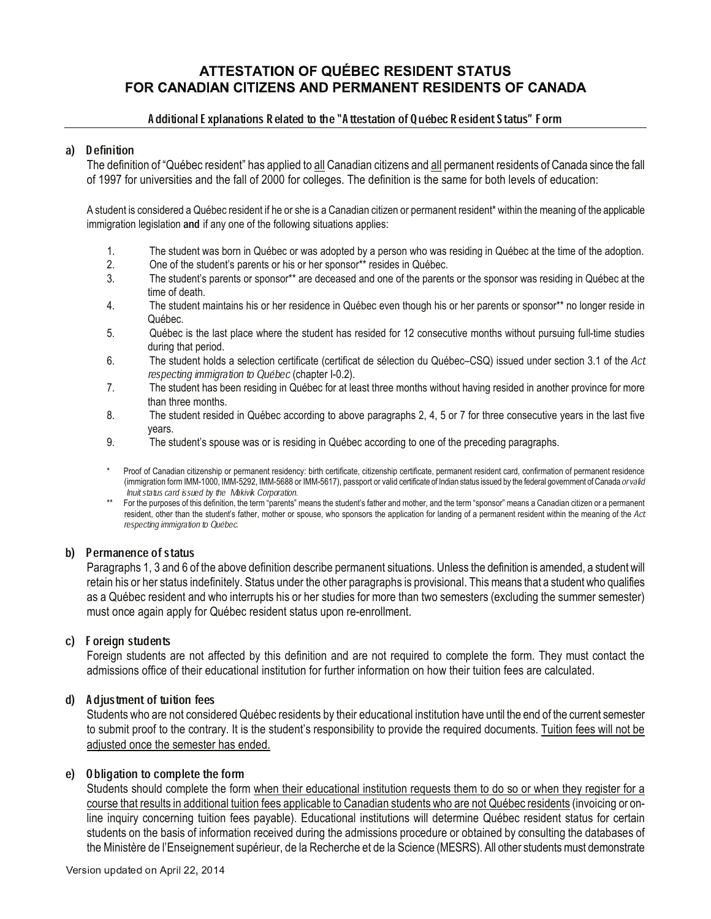# ATTESTATION OF QUÉBEC RESIDENT STATUS FOR CANADIAN CITIZENS AND PERMANENT RESIDENTS OF CANADA

## Additional Explanations Related to the "Attestation of Québec Resident Status" Form

### a) Definition

The definition of "Québec resident" has applied to all Canadian citizens and all permanent residents of Canada since the fall of 1997 for universities and the fall of 2000 for colleges. The definition is the same for both levels of education:

A student is considered a Québec resident if he or she is a Canadian citizen or permanent resident* within the meaning of the applicable immigration legislation **and** if any one of the following situations applies:

1. The student was born in Québec or was adopted by a person who was residing in Québec at the time of the adoption.
2. One of the student's parents or his or her sponsor** resides in Québec.
3. The student's parents or sponsor** are deceased and one of the parents or the sponsor was residing in Québec at the time of death.
4. The student maintains his or her residence in Québec even though his or her parents or sponsor** no longer reside in Québec.
5. Québec is the last place where the student has resided for 12 consecutive months without pursuing full-time studies during that period.
6. The student holds a selection certificate (certificat de sélection du Québec–CSQ) issued under section 3.1 of the *Act respecting immigration to Québec* (chapter I-0.2).
7. The student has been residing in Québec for at least three months without having resided in another province for more than three months.
8. The student resided in Québec according to above paragraphs 2, 4, 5 or 7 for three consecutive years in the last five years.
9. The student's spouse was or is residing in Québec according to one of the preceding paragraphs.

\* Proof of Canadian citizenship or permanent residency: birth certificate, citizenship certificate, permanent resident card, confirmation of permanent residence (immigration form IMM-1000, IMM-5292, IMM-5688 or IMM-5617), passport or valid certificate of Indian status issued by the federal government of Canada *or valid Inuit status card issued by the Makivik Corporation.*

\*\* For the purposes of this definition, the term "parents" means the student's father and mother, and the term "sponsor" means a Canadian citizen or a permanent resident, other than the student's father, mother or spouse, who sponsors the application for landing of a permanent resident within the meaning of the *Act respecting immigration to Québec.*

### b) Permanence of status

Paragraphs 1, 3 and 6 of the above definition describe permanent situations. Unless the definition is amended, a student will retain his or her status indefinitely. Status under the other paragraphs is provisional. This means that a student who qualifies as a Québec resident and who interrupts his or her studies for more than two semesters (excluding the summer semester) must once again apply for Québec resident status upon re-enrollment.

### c) Foreign students

Foreign students are not affected by this definition and are not required to complete the form. They must contact the admissions office of their educational institution for further information on how their tuition fees are calculated.

### d) Adjustment of tuition fees

Students who are not considered Québec residents by their educational institution have until the end of the current semester to submit proof to the contrary. It is the student's responsibility to provide the required documents. Tuition fees will not be adjusted once the semester has ended.

### e) Obligation to complete the form

Students should complete the form when their educational institution requests them to do so or when they register for a course that results in additional tuition fees applicable to Canadian students who are not Québec residents (invoicing or on-line inquiry concerning tuition fees payable). Educational institutions will determine Québec resident status for certain students on the basis of information received during the admissions procedure or obtained by consulting the databases of the Ministère de l'Enseignement supérieur, de la Recherche et de la Science (MESRS). All other students must demonstrate

Version updated on April 22, 2014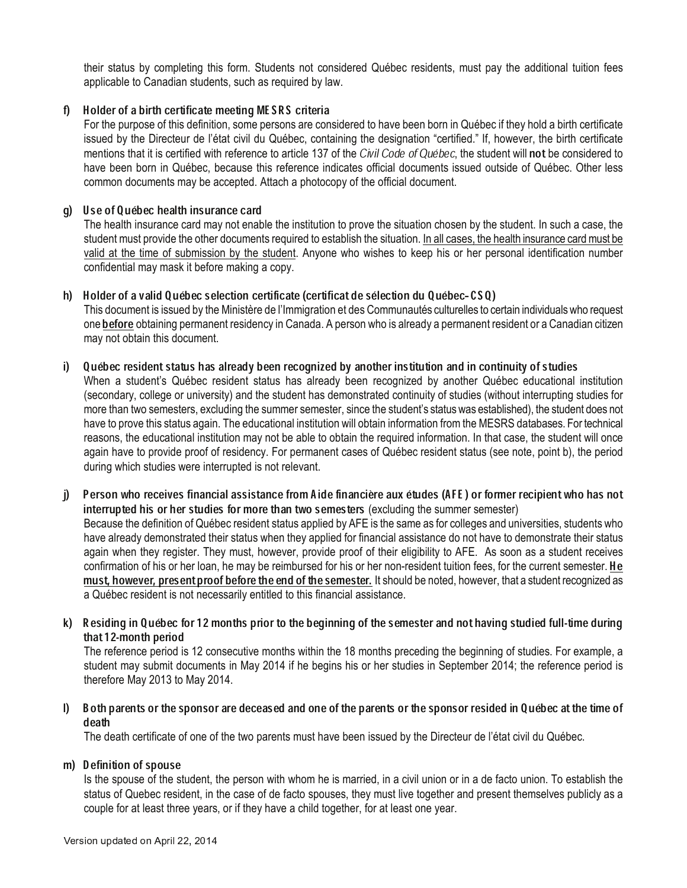their status by completing this form. Students not considered Québec residents, must pay the additional tuition fees applicable to Canadian students, such as required by law.

**f) Holder of a birth certificate meeting MESRS criteria**

For the purpose of this definition, some persons are considered to have been born in Québec if they hold a birth certificate issued by the Directeur de l'état civil du Québec, containing the designation "certified." If, however, the birth certificate mentions that it is certified with reference to article 137 of the *Civil Code of Québec*, the student will **not** be considered to have been born in Québec, because this reference indicates official documents issued outside of Québec. Other less common documents may be accepted. Attach a photocopy of the official document.

**g) Use of Québec health insurance card**

The health insurance card may not enable the institution to prove the situation chosen by the student. In such a case, the student must provide the other documents required to establish the situation. In all cases, the health insurance card must be valid at the time of submission by the student. Anyone who wishes to keep his or her personal identification number confidential may mask it before making a copy.

**h) Holder of a valid Québec selection certificate (certificat de sélection du Québec– CSQ)**

This document is issued by the Ministère de l'Immigration et des Communautés culturelles to certain individuals who request one **before** obtaining permanent residency in Canada. A person who is already a permanent resident or a Canadian citizen may not obtain this document.

**i) Québec resident status has already been recognized by another institution and in continuity of studies**

When a student's Québec resident status has already been recognized by another Québec educational institution (secondary, college or university) and the student has demonstrated continuity of studies (without interrupting studies for more than two semesters, excluding the summer semester, since the student's status was established), the student does not have to prove this status again. The educational institution will obtain information from the MESRS databases. For technical reasons, the educational institution may not be able to obtain the required information. In that case, the student will once again have to provide proof of residency. For permanent cases of Québec resident status (see note, point b), the period during which studies were interrupted is not relevant.

**j) Person who receives financial assistance from Aide financière aux études (AFE) or former recipient who has not interrupted his or her studies for more than two semesters** (excluding the summer semester)

Because the definition of Québec resident status applied by AFE is the same as for colleges and universities, students who have already demonstrated their status when they applied for financial assistance do not have to demonstrate their status again when they register. They must, however, provide proof of their eligibility to AFE. As soon as a student receives confirmation of his or her loan, he may be reimbursed for his or her non-resident tuition fees, for the current semester. **He must, however, present proof before the end of the semester.** It should be noted, however, that a student recognized as a Québec resident is not necessarily entitled to this financial assistance.

**k) Residing in Québec for 12 months prior to the beginning of the semester and not having studied full-time during that 12-month period**

The reference period is 12 consecutive months within the 18 months preceding the beginning of studies. For example, a student may submit documents in May 2014 if he begins his or her studies in September 2014; the reference period is therefore May 2013 to May 2014.

**l) Both parents or the sponsor are deceased and one of the parents or the sponsor resided in Québec at the time of death**

The death certificate of one of the two parents must have been issued by the Directeur de l'état civil du Québec.

**m) Definition of spouse**

Is the spouse of the student, the person with whom he is married, in a civil union or in a de facto union. To establish the status of Quebec resident, in the case of de facto spouses, they must live together and present themselves publicly as a couple for at least three years, or if they have a child together, for at least one year.

Version updated on April 22, 2014